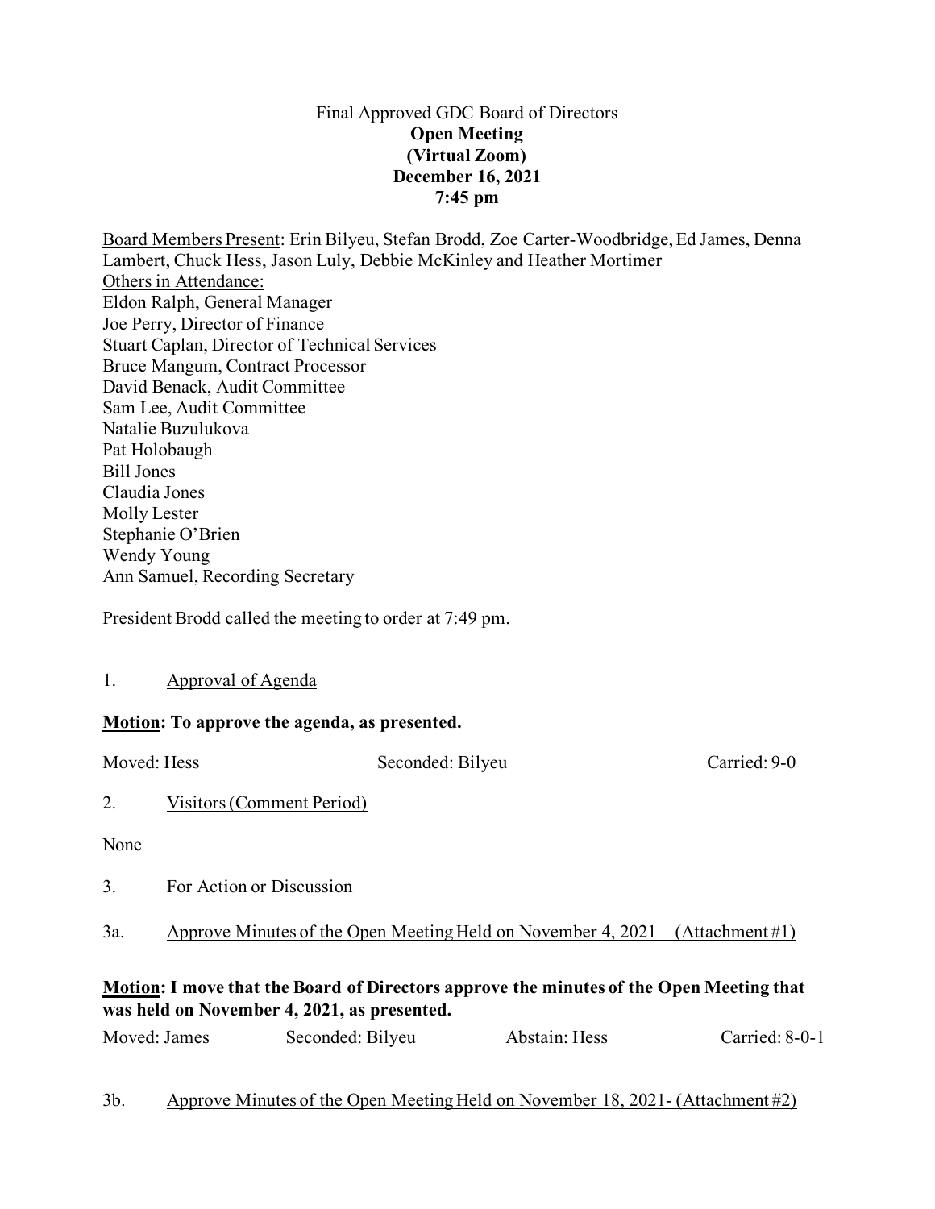Final Approved GDC Board of Directors

**Open Meeting**
**(Virtual Zoom)**
**December 16, 2021**
**7:45 pm**

Board Members Present: Erin Bilyeu, Stefan Brodd, Zoe Carter-Woodbridge, Ed James, Denna Lambert, Chuck Hess, Jason Luly, Debbie McKinley and Heather Mortimer

Others in Attendance:
Eldon Ralph, General Manager
Joe Perry, Director of Finance
Stuart Caplan, Director of Technical Services
Bruce Mangum, Contract Processor
David Benack, Audit Committee
Sam Lee, Audit Committee
Natalie Buzulukova
Pat Holobaugh
Bill Jones
Claudia Jones
Molly Lester
Stephanie O'Brien
Wendy Young
Ann Samuel, Recording Secretary

President Brodd called the meeting to order at 7:49 pm.

1. Approval of Agenda

**Motion: To approve the agenda, as presented.**

Moved: Hess Seconded: Bilyeu Carried: 9-0

2. Visitors (Comment Period)

None

3. For Action or Discussion

3a. Approve Minutes of the Open Meeting Held on November 4, 2021 – (Attachment #1)

**Motion: I move that the Board of Directors approve the minutes of the Open Meeting that was held on November 4, 2021, as presented.**

Moved: James Seconded: Bilyeu Abstain: Hess Carried: 8-0-1

3b. Approve Minutes of the Open Meeting Held on November 18, 2021- (Attachment #2)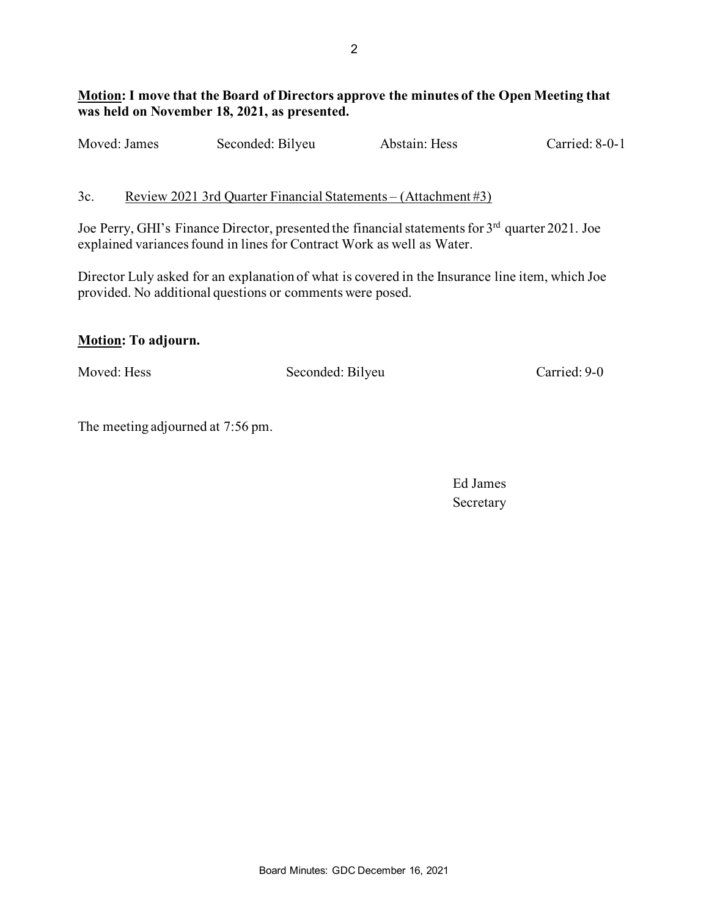**<u>Motion</u>: I move that the Board of Directors approve the minutes of the Open Meeting that was held on November 18, 2021, as presented.**

Moved: James Seconded: Bilyeu Abstain: Hess Carried: 8-0-1

3c. <u>Review 2021 3rd Quarter Financial Statements – (Attachment #3)</u>

Joe Perry, GHI's Finance Director, presented the financial statements for 3rd quarter 2021. Joe explained variances found in lines for Contract Work as well as Water.

Director Luly asked for an explanation of what is covered in the Insurance line item, which Joe provided. No additional questions or comments were posed.

**<u>Motion</u>: To adjourn.**

Moved: Hess Seconded: Bilyeu Carried: 9-0

The meeting adjourned at 7:56 pm.

Ed James
Secretary

Board Minutes: GDC December 16, 2021